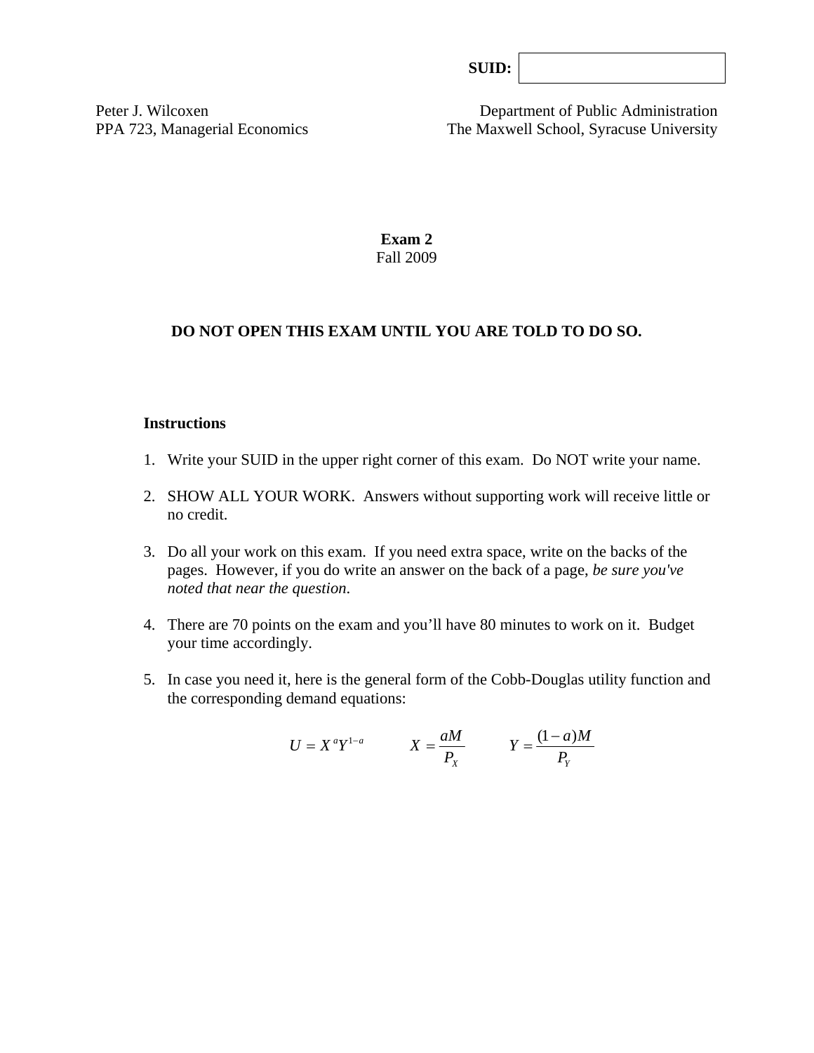**SUID:**

Peter J. Wilcoxen
PPA 723, Managerial Economics

Department of Public Administration
The Maxwell School, Syracuse University

**Exam 2**
Fall 2009

**DO NOT OPEN THIS EXAM UNTIL YOU ARE TOLD TO DO SO.**

**Instructions**

1. Write your SUID in the upper right corner of this exam. Do NOT write your name.

2. SHOW ALL YOUR WORK. Answers without supporting work will receive little or no credit.

3. Do all your work on this exam. If you need extra space, write on the backs of the pages. However, if you do write an answer on the back of a page, *be sure you've noted that near the question*.

4. There are 70 points on the exam and you'll have 80 minutes to work on it. Budget your time accordingly.

5. In case you need it, here is the general form of the Cobb-Douglas utility function and the corresponding demand equations:

$$U = X^a Y^{1-a} \qquad X = \frac{aM}{P_X} \qquad Y = \frac{(1-a)M}{P_Y}$$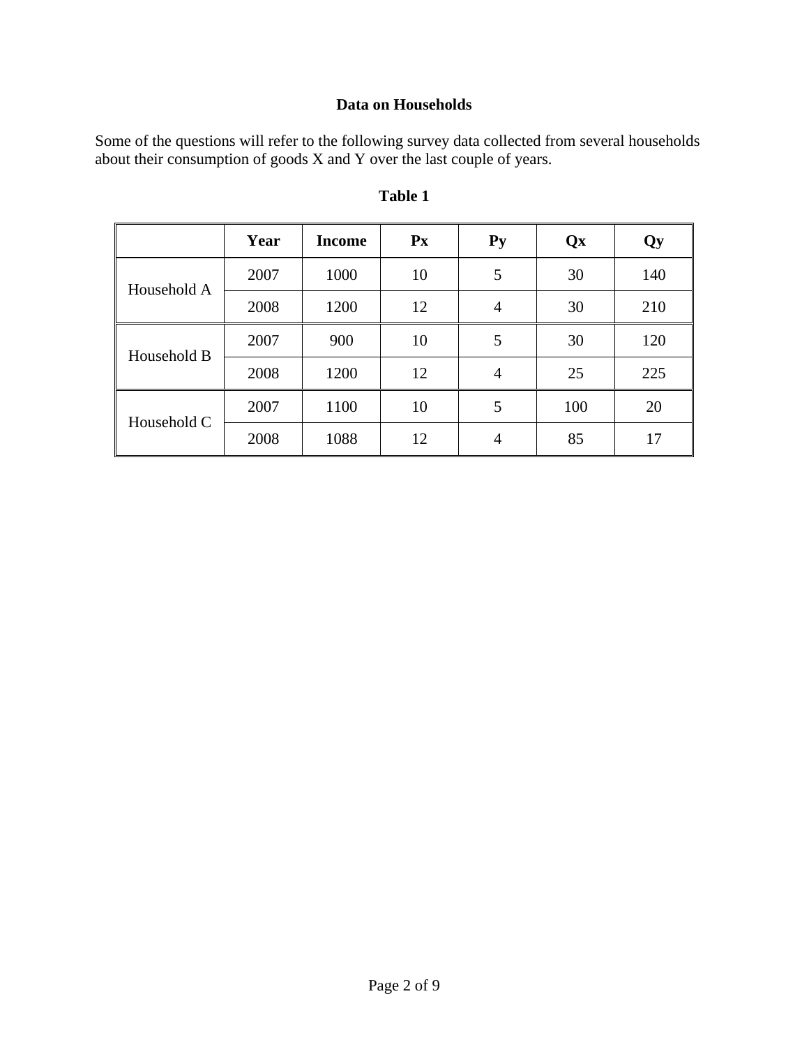## Data on Households

Some of the questions will refer to the following survey data collected from several households about their consumption of goods X and Y over the last couple of years.

**Table 1**

| | Year | Income | Px | Py | Qx | Qy |
|---|---|---|---|---|---|---|
| Household A | 2007 | 1000 | 10 | 5 | 30 | 140 |
| | 2008 | 1200 | 12 | 4 | 30 | 210 |
| Household B | 2007 | 900 | 10 | 5 | 30 | 120 |
| | 2008 | 1200 | 12 | 4 | 25 | 225 |
| Household C | 2007 | 1100 | 10 | 5 | 100 | 20 |
| | 2008 | 1088 | 12 | 4 | 85 | 17 |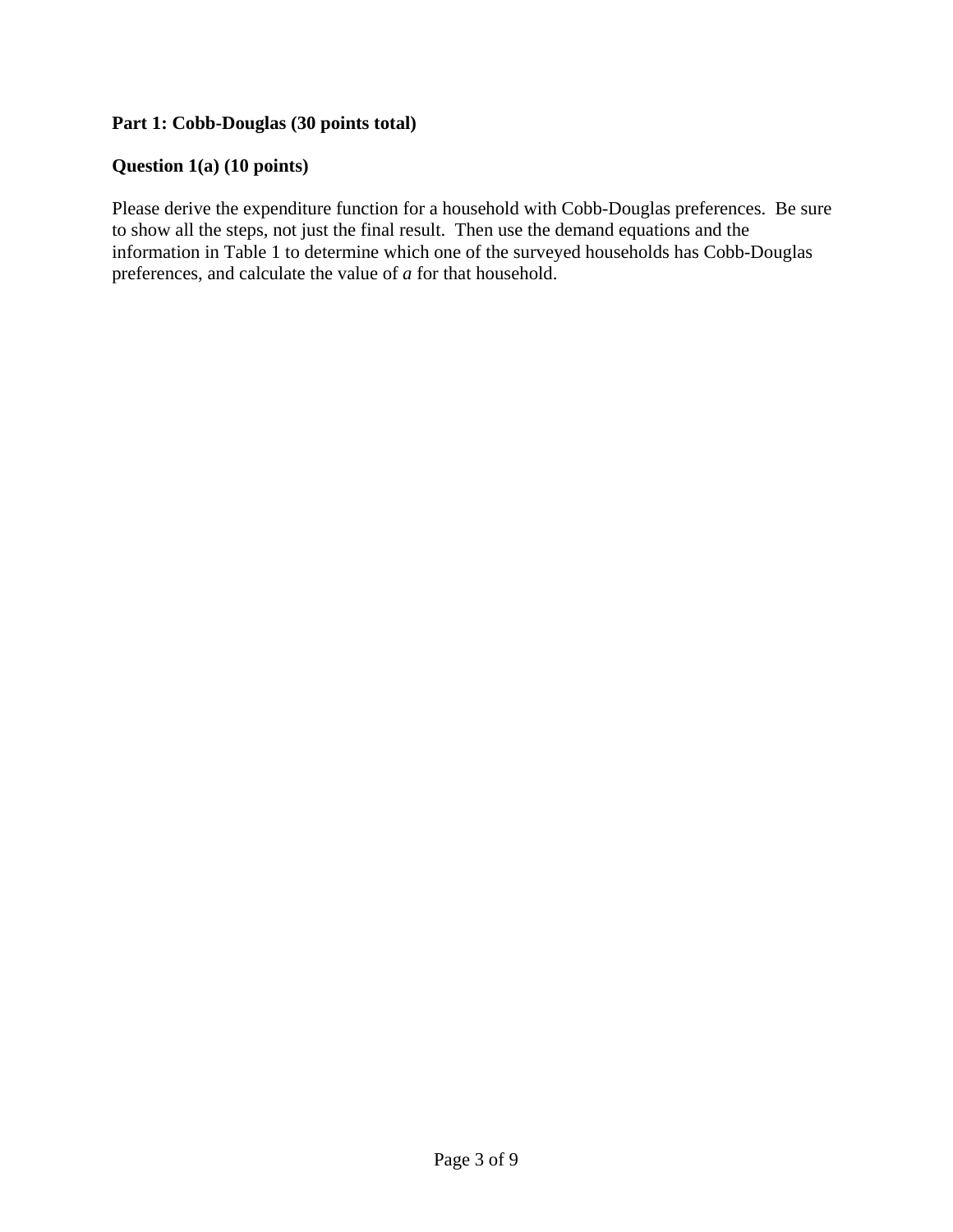**Part 1: Cobb-Douglas (30 points total)**

**Question 1(a) (10 points)**

Please derive the expenditure function for a household with Cobb-Douglas preferences. Be sure to show all the steps, not just the final result. Then use the demand equations and the information in Table 1 to determine which one of the surveyed households has Cobb-Douglas preferences, and calculate the value of *a* for that household.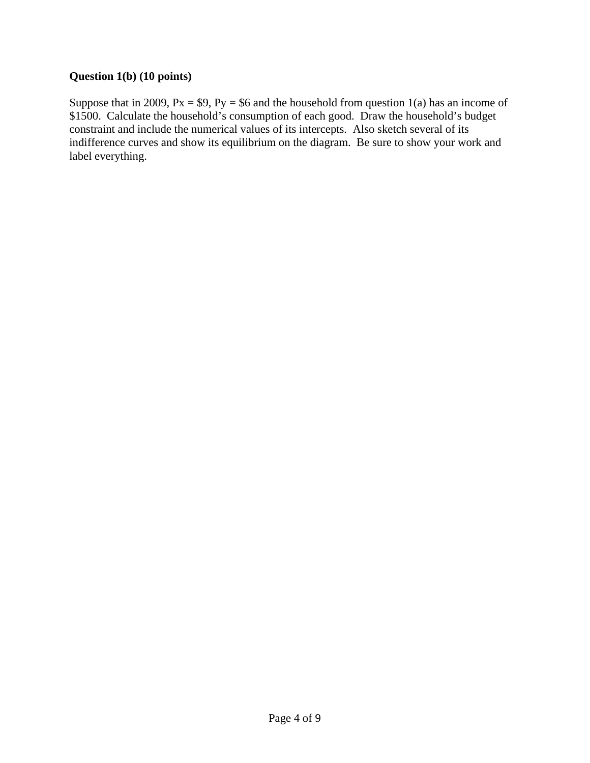**Question 1(b) (10 points)**

Suppose that in 2009, Px = $9, Py = $6 and the household from question 1(a) has an income of $1500. Calculate the household's consumption of each good. Draw the household's budget constraint and include the numerical values of its intercepts. Also sketch several of its indifference curves and show its equilibrium on the diagram. Be sure to show your work and label everything.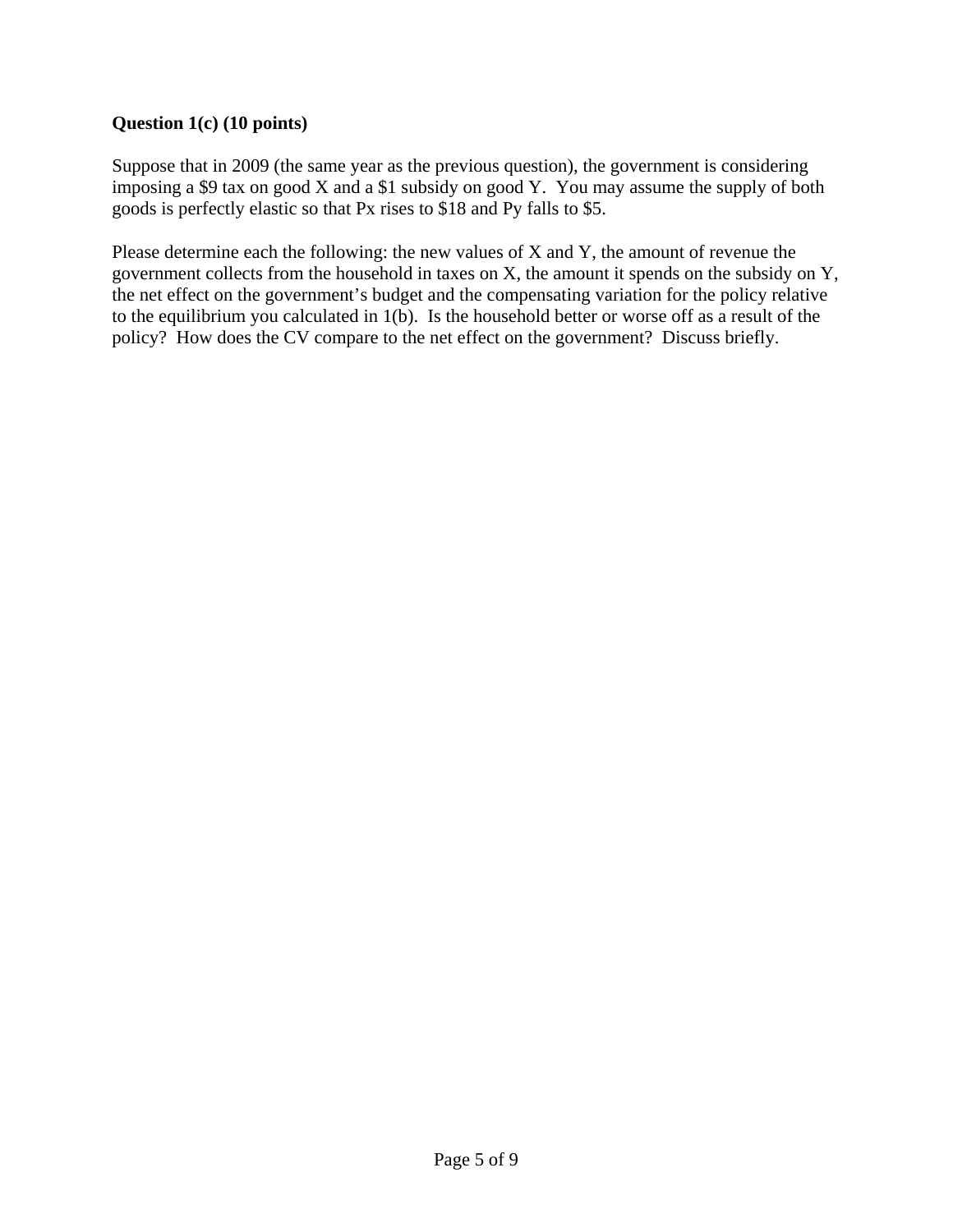**Question 1(c) (10 points)**

Suppose that in 2009 (the same year as the previous question), the government is considering imposing a $9 tax on good X and a $1 subsidy on good Y. You may assume the supply of both goods is perfectly elastic so that Px rises to $18 and Py falls to $5.

Please determine each the following: the new values of X and Y, the amount of revenue the government collects from the household in taxes on X, the amount it spends on the subsidy on Y, the net effect on the government's budget and the compensating variation for the policy relative to the equilibrium you calculated in 1(b). Is the household better or worse off as a result of the policy? How does the CV compare to the net effect on the government? Discuss briefly.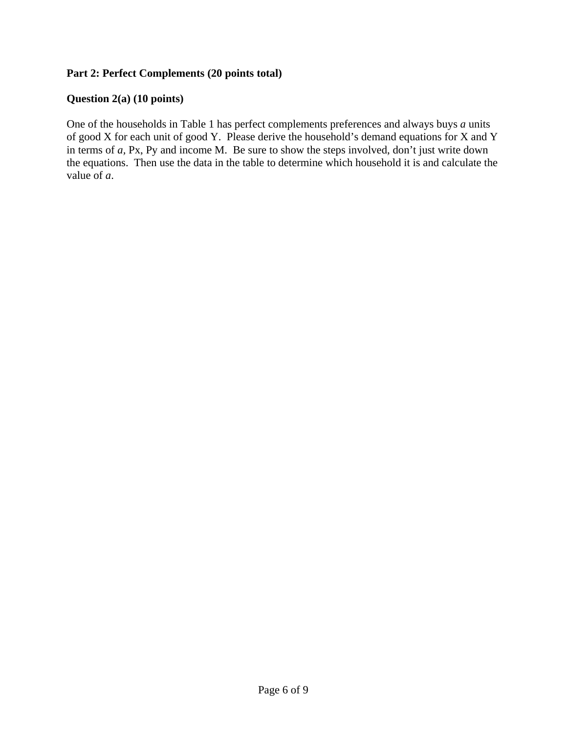**Part 2: Perfect Complements (20 points total)**

**Question 2(a) (10 points)**

One of the households in Table 1 has perfect complements preferences and always buys $a$ units of good X for each unit of good Y. Please derive the household's demand equations for X and Y in terms of $a$, Px, Py and income M. Be sure to show the steps involved, don't just write down the equations. Then use the data in the table to determine which household it is and calculate the value of $a$.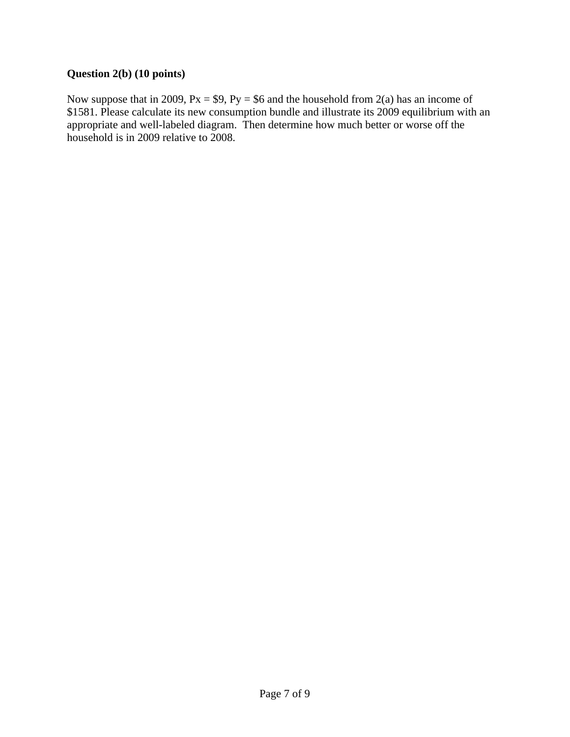**Question 2(b) (10 points)**

Now suppose that in 2009, Px = \$9, Py = \$6 and the household from 2(a) has an income of \$1581. Please calculate its new consumption bundle and illustrate its 2009 equilibrium with an appropriate and well-labeled diagram. Then determine how much better or worse off the household is in 2009 relative to 2008.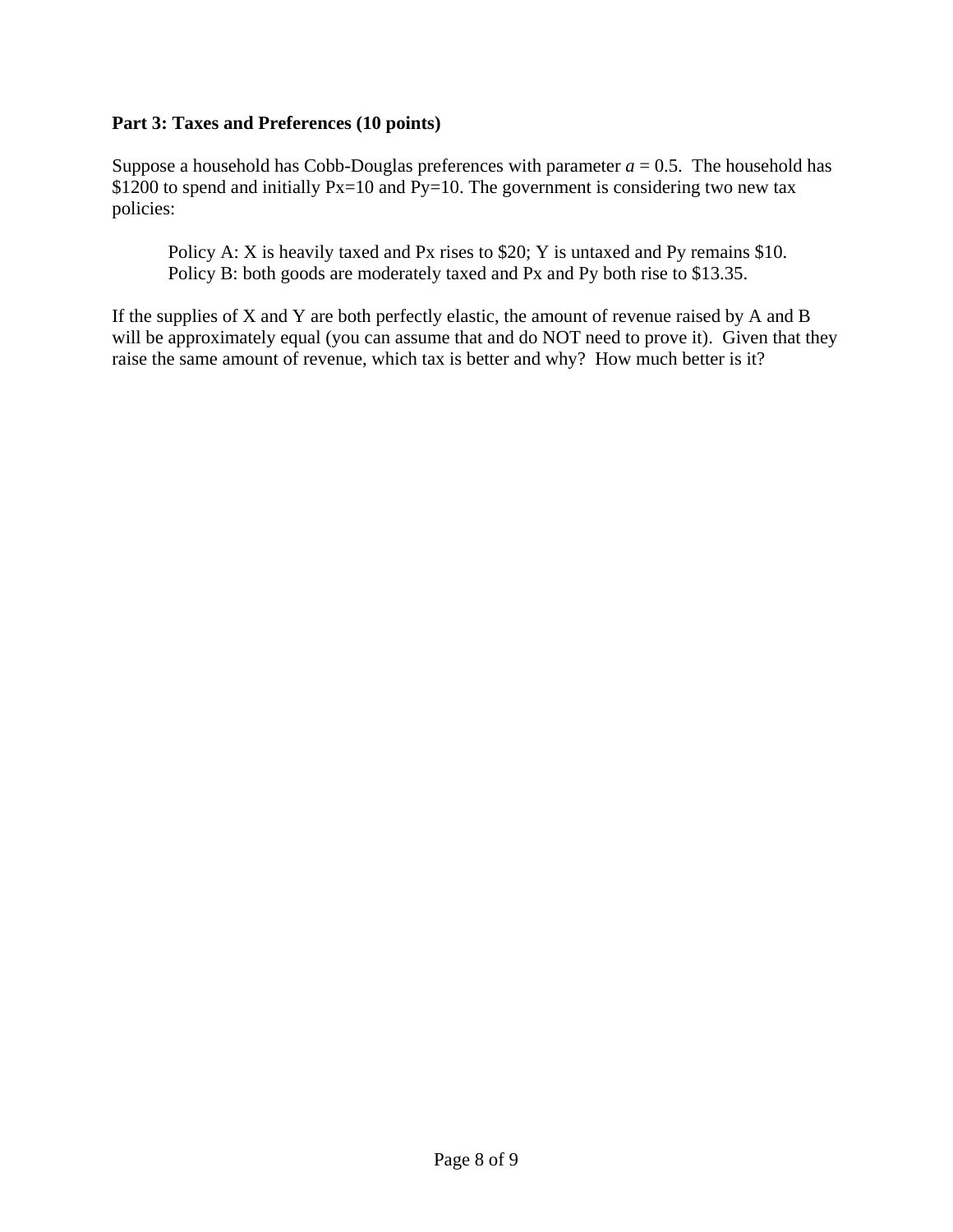**Part 3: Taxes and Preferences (10 points)**

Suppose a household has Cobb-Douglas preferences with parameter $a = 0.5$. The household has \$1200 to spend and initially Px=10 and Py=10. The government is considering two new tax policies:

> Policy A: X is heavily taxed and Px rises to \$20; Y is untaxed and Py remains \$10.
> Policy B: both goods are moderately taxed and Px and Py both rise to \$13.35.

If the supplies of X and Y are both perfectly elastic, the amount of revenue raised by A and B will be approximately equal (you can assume that and do NOT need to prove it). Given that they raise the same amount of revenue, which tax is better and why? How much better is it?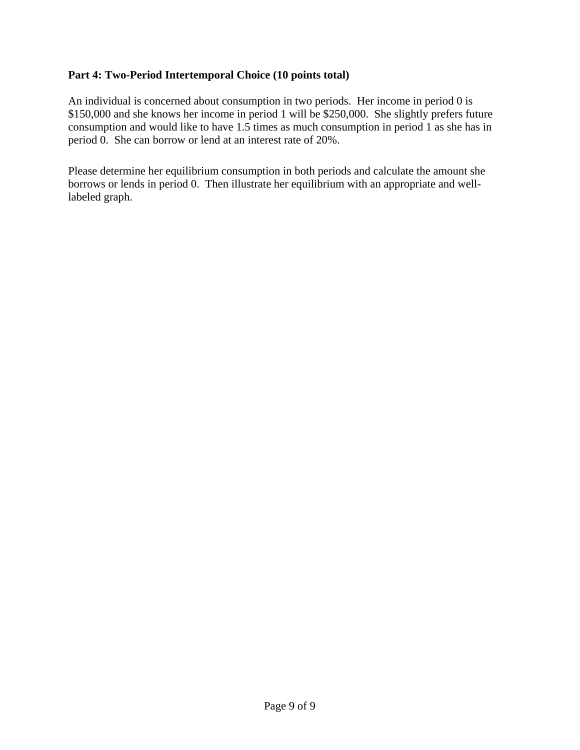**Part 4: Two-Period Intertemporal Choice (10 points total)**

An individual is concerned about consumption in two periods. Her income in period 0 is $150,000 and she knows her income in period 1 will be $250,000. She slightly prefers future consumption and would like to have 1.5 times as much consumption in period 1 as she has in period 0. She can borrow or lend at an interest rate of 20%.

Please determine her equilibrium consumption in both periods and calculate the amount she borrows or lends in period 0. Then illustrate her equilibrium with an appropriate and well-labeled graph.